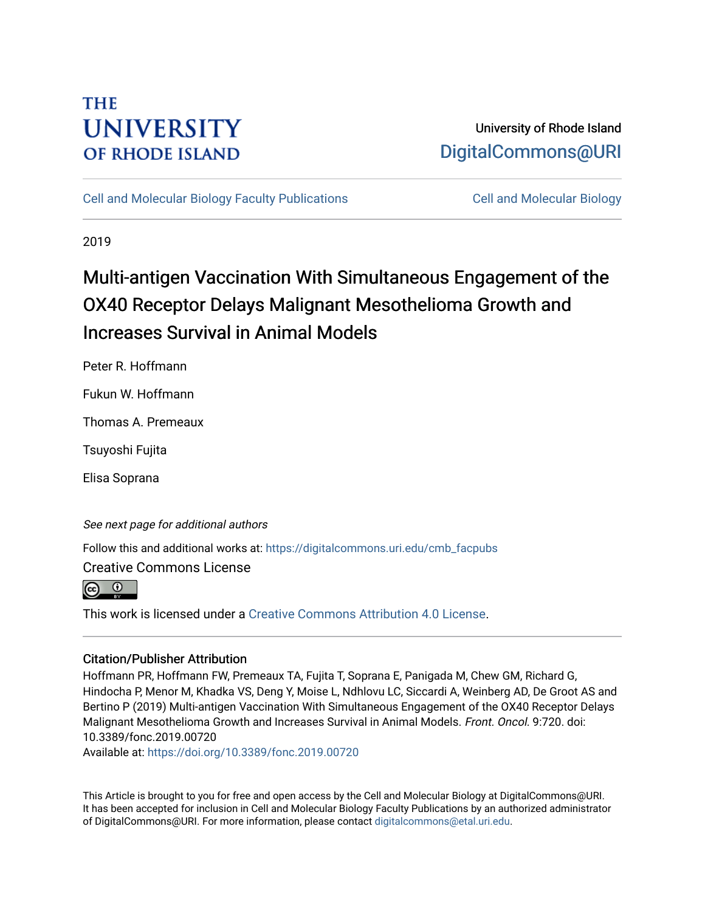THE UNIVERSITY OF RHODE ISLAND

University of Rhode Island
DigitalCommons@URI

Cell and Molecular Biology Faculty Publications | Cell and Molecular Biology

2019

# Multi-antigen Vaccination With Simultaneous Engagement of the OX40 Receptor Delays Malignant Mesothelioma Growth and Increases Survival in Animal Models

Peter R. Hoffmann

Fukun W. Hoffmann

Thomas A. Premeaux

Tsuyoshi Fujita

Elisa Soprana

*See next page for additional authors*

Follow this and additional works at: https://digitalcommons.uri.edu/cmb_facpubs

Creative Commons License

This work is licensed under a Creative Commons Attribution 4.0 License.

### Citation/Publisher Attribution

Hoffmann PR, Hoffmann FW, Premeaux TA, Fujita T, Soprana E, Panigada M, Chew GM, Richard G, Hindocha P, Menor M, Khadka VS, Deng Y, Moise L, Ndhlovu LC, Siccardi A, Weinberg AD, De Groot AS and Bertino P (2019) Multi-antigen Vaccination With Simultaneous Engagement of the OX40 Receptor Delays Malignant Mesothelioma Growth and Increases Survival in Animal Models. *Front. Oncol.* 9:720. doi: 10.3389/fonc.2019.00720
Available at: https://doi.org/10.3389/fonc.2019.00720

This Article is brought to you for free and open access by the Cell and Molecular Biology at DigitalCommons@URI. It has been accepted for inclusion in Cell and Molecular Biology Faculty Publications by an authorized administrator of DigitalCommons@URI. For more information, please contact digitalcommons@etal.uri.edu.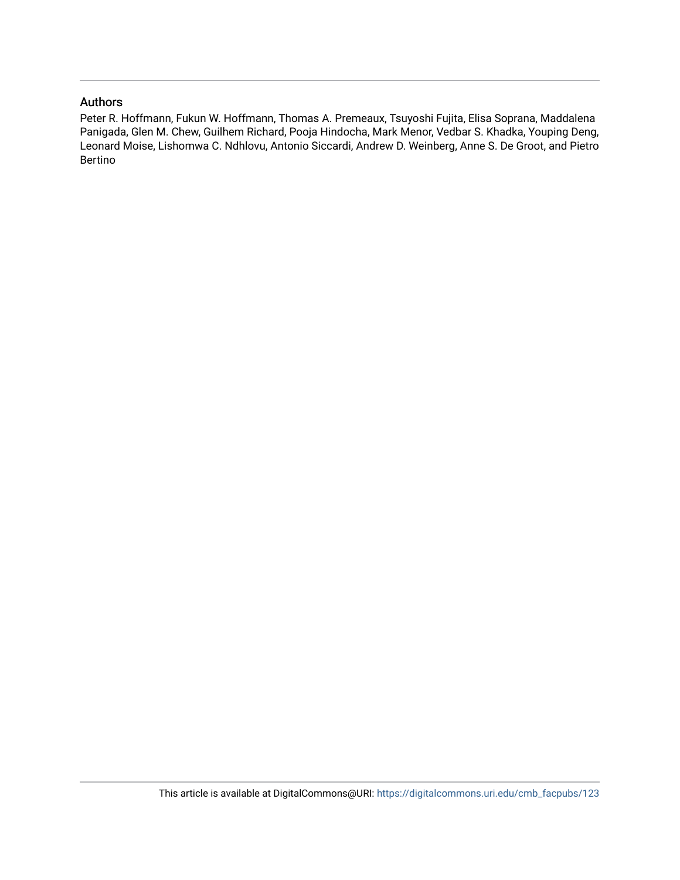## Authors

Peter R. Hoffmann, Fukun W. Hoffmann, Thomas A. Premeaux, Tsuyoshi Fujita, Elisa Soprana, Maddalena Panigada, Glen M. Chew, Guilhem Richard, Pooja Hindocha, Mark Menor, Vedbar S. Khadka, Youping Deng, Leonard Moise, Lishomwa C. Ndhlovu, Antonio Siccardi, Andrew D. Weinberg, Anne S. De Groot, and Pietro Bertino

This article is available at DigitalCommons@URI: https://digitalcommons.uri.edu/cmb_facpubs/123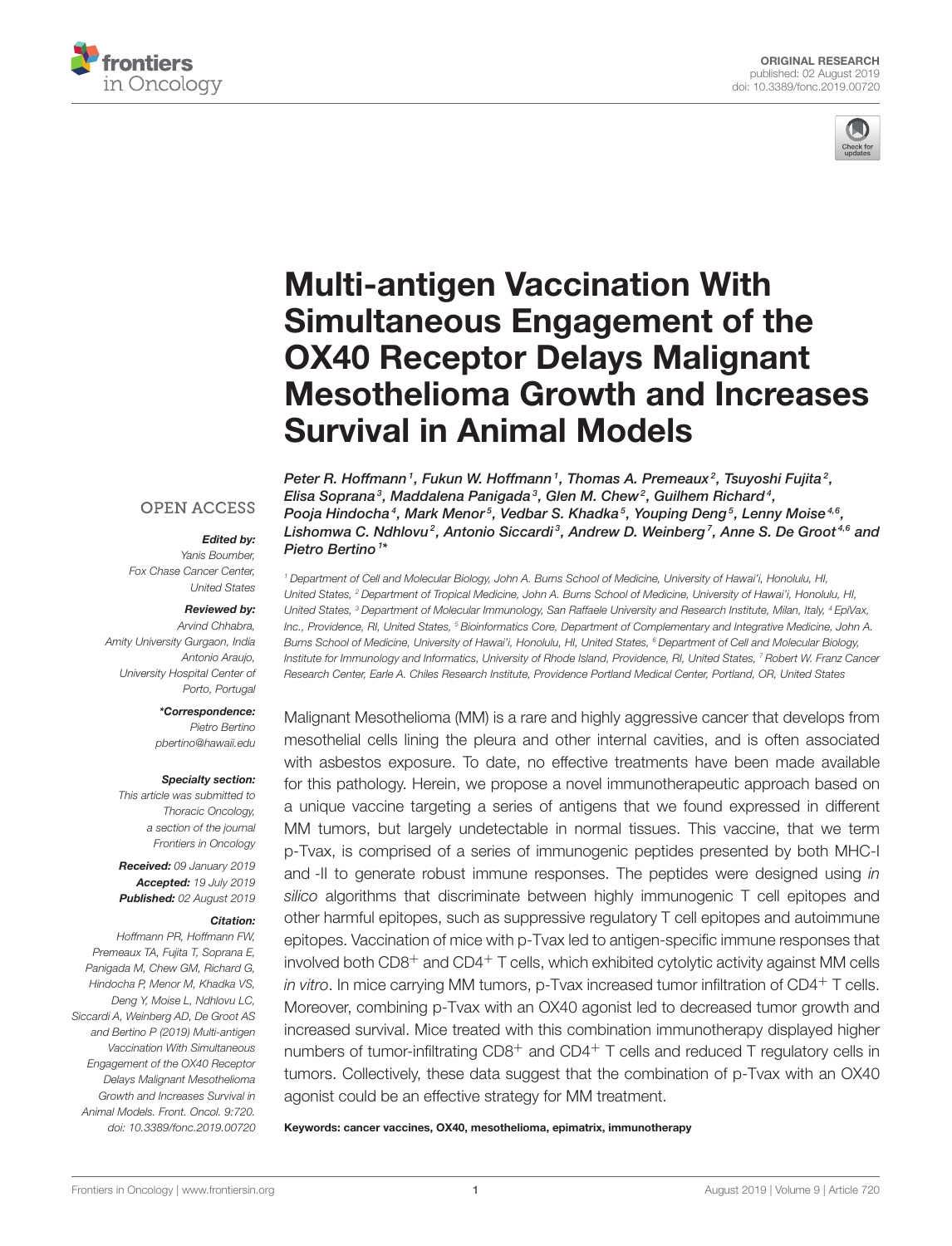# Multi-antigen Vaccination With Simultaneous Engagement of the OX40 Receptor Delays Malignant Mesothelioma Growth and Increases Survival in Animal Models

*Peter R. Hoffmann[1], Fukun W. Hoffmann[1], Thomas A. Premeaux[2], Tsuyoshi Fujita[2], Elisa Soprana[3], Maddalena Panigada[3], Glen M. Chew[2], Guilhem Richard[4], Pooja Hindocha[4], Mark Menor[5], Vedbar S. Khadka[5], Youping Deng[5], Lenny Moise[4,6], Lishomwa C. Ndhlovu[2], Antonio Siccardi[3], Andrew D. Weinberg[7], Anne S. De Groot[4,6] and Pietro Bertino[1]\**

[1] Department of Cell and Molecular Biology, John A. Burns School of Medicine, University of Hawai'i, Honolulu, HI, United States, [2] Department of Tropical Medicine, John A. Burns School of Medicine, University of Hawai'i, Honolulu, HI, United States, [3] Department of Molecular Immunology, San Raffaele University and Research Institute, Milan, Italy, [4] EpiVax, Inc., Providence, RI, United States, [5] Bioinformatics Core, Department of Complementary and Integrative Medicine, John A. Burns School of Medicine, University of Hawai'i, Honolulu, HI, United States, [6] Department of Cell and Molecular Biology, Institute for Immunology and Informatics, University of Rhode Island, Providence, RI, United States, [7] Robert W. Franz Cancer Research Center, Earle A. Chiles Research Institute, Providence Portland Medical Center, Portland, OR, United States

OPEN ACCESS

**Edited by:**
Yanis Boumber,
Fox Chase Cancer Center,
United States

**Reviewed by:**
Arvind Chhabra,
Amity University Gurgaon, India
Antonio Araujo,
University Hospital Center of
Porto, Portugal

**\*Correspondence:**
Pietro Bertino
pbertino@hawaii.edu

**Specialty section:**
This article was submitted to
Thoracic Oncology,
a section of the journal
Frontiers in Oncology

**Received:** 09 January 2019
**Accepted:** 19 July 2019
**Published:** 02 August 2019

**Citation:**
Hoffmann PR, Hoffmann FW, Premeaux TA, Fujita T, Soprana E, Panigada M, Chew GM, Richard G, Hindocha P, Menor M, Khadka VS, Deng Y, Moise L, Ndhlovu LC, Siccardi A, Weinberg AD, De Groot AS and Bertino P (2019) Multi-antigen Vaccination With Simultaneous Engagement of the OX40 Receptor Delays Malignant Mesothelioma Growth and Increases Survival in Animal Models. Front. Oncol. 9:720. doi: 10.3389/fonc.2019.00720

Malignant Mesothelioma (MM) is a rare and highly aggressive cancer that develops from mesothelial cells lining the pleura and other internal cavities, and is often associated with asbestos exposure. To date, no effective treatments have been made available for this pathology. Herein, we propose a novel immunotherapeutic approach based on a unique vaccine targeting a series of antigens that we found expressed in different MM tumors, but largely undetectable in normal tissues. This vaccine, that we term p-Tvax, is comprised of a series of immunogenic peptides presented by both MHC-I and -II to generate robust immune responses. The peptides were designed using *in silico* algorithms that discriminate between highly immunogenic T cell epitopes and other harmful epitopes, such as suppressive regulatory T cell epitopes and autoimmune epitopes. Vaccination of mice with p-Tvax led to antigen-specific immune responses that involved both $CD8^+$ and $CD4^+$ T cells, which exhibited cytolytic activity against MM cells *in vitro*. In mice carrying MM tumors, p-Tvax increased tumor infiltration of $CD4^+$ T cells. Moreover, combining p-Tvax with an OX40 agonist led to decreased tumor growth and increased survival. Mice treated with this combination immunotherapy displayed higher numbers of tumor-infiltrating $CD8^+$ and $CD4^+$ T cells and reduced T regulatory cells in tumors. Collectively, these data suggest that the combination of p-Tvax with an OX40 agonist could be an effective strategy for MM treatment.

**Keywords: cancer vaccines, OX40, mesothelioma, epimatrix, immunotherapy**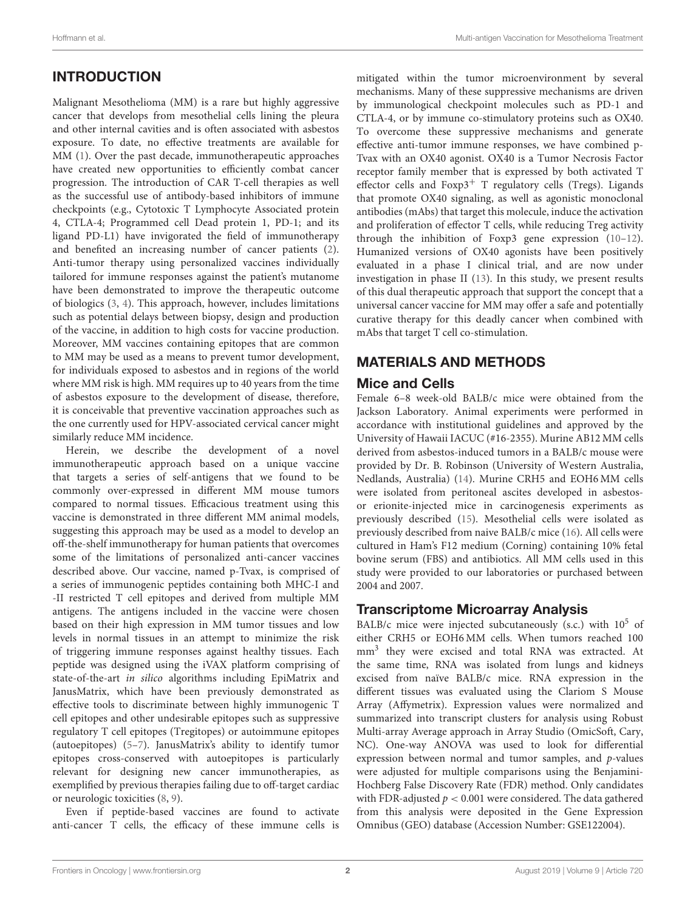## INTRODUCTION

Malignant Mesothelioma (MM) is a rare but highly aggressive cancer that develops from mesothelial cells lining the pleura and other internal cavities and is often associated with asbestos exposure. To date, no effective treatments are available for MM (1). Over the past decade, immunotherapeutic approaches have created new opportunities to efficiently combat cancer progression. The introduction of CAR T-cell therapies as well as the successful use of antibody-based inhibitors of immune checkpoints (e.g., Cytotoxic T Lymphocyte Associated protein 4, CTLA-4; Programmed cell Dead protein 1, PD-1; and its ligand PD-L1) have invigorated the field of immunotherapy and benefited an increasing number of cancer patients (2). Anti-tumor therapy using personalized vaccines individually tailored for immune responses against the patient's mutanome have been demonstrated to improve the therapeutic outcome of biologics (3, 4). This approach, however, includes limitations such as potential delays between biopsy, design and production of the vaccine, in addition to high costs for vaccine production. Moreover, MM vaccines containing epitopes that are common to MM may be used as a means to prevent tumor development, for individuals exposed to asbestos and in regions of the world where MM risk is high. MM requires up to 40 years from the time of asbestos exposure to the development of disease, therefore, it is conceivable that preventive vaccination approaches such as the one currently used for HPV-associated cervical cancer might similarly reduce MM incidence.

Herein, we describe the development of a novel immunotherapeutic approach based on a unique vaccine that targets a series of self-antigens that we found to be commonly over-expressed in different MM mouse tumors compared to normal tissues. Efficacious treatment using this vaccine is demonstrated in three different MM animal models, suggesting this approach may be used as a model to develop an off-the-shelf immunotherapy for human patients that overcomes some of the limitations of personalized anti-cancer vaccines described above. Our vaccine, named p-Tvax, is comprised of a series of immunogenic peptides containing both MHC-I and -II restricted T cell epitopes and derived from multiple MM antigens. The antigens included in the vaccine were chosen based on their high expression in MM tumor tissues and low levels in normal tissues in an attempt to minimize the risk of triggering immune responses against healthy tissues. Each peptide was designed using the iVAX platform comprising of state-of-the-art *in silico* algorithms including EpiMatrix and JanusMatrix, which have been previously demonstrated as effective tools to discriminate between highly immunogenic T cell epitopes and other undesirable epitopes such as suppressive regulatory T cell epitopes (Tregitopes) or autoimmune epitopes (autoepitopes) (5–7). JanusMatrix's ability to identify tumor epitopes cross-conserved with autoepitopes is particularly relevant for designing new cancer immunotherapies, as exemplified by previous therapies failing due to off-target cardiac or neurologic toxicities (8, 9).

Even if peptide-based vaccines are found to activate anti-cancer T cells, the efficacy of these immune cells is mitigated within the tumor microenvironment by several mechanisms. Many of these suppressive mechanisms are driven by immunological checkpoint molecules such as PD-1 and CTLA-4, or by immune co-stimulatory proteins such as OX40. To overcome these suppressive mechanisms and generate effective anti-tumor immune responses, we have combined p-Tvax with an OX40 agonist. OX40 is a Tumor Necrosis Factor receptor family member that is expressed by both activated T effector cells and Foxp3$^{+}$ T regulatory cells (Tregs). Ligands that promote OX40 signaling, as well as agonistic monoclonal antibodies (mAbs) that target this molecule, induce the activation and proliferation of effector T cells, while reducing Treg activity through the inhibition of Foxp3 gene expression (10–12). Humanized versions of OX40 agonists have been positively evaluated in a phase I clinical trial, and are now under investigation in phase II (13). In this study, we present results of this dual therapeutic approach that support the concept that a universal cancer vaccine for MM may offer a safe and potentially curative therapy for this deadly cancer when combined with mAbs that target T cell co-stimulation.

## MATERIALS AND METHODS

### Mice and Cells

Female 6–8 week-old BALB/c mice were obtained from the Jackson Laboratory. Animal experiments were performed in accordance with institutional guidelines and approved by the University of Hawaii IACUC (#16-2355). Murine AB12 MM cells derived from asbestos-induced tumors in a BALB/c mouse were provided by Dr. B. Robinson (University of Western Australia, Nedlands, Australia) (14). Murine CRH5 and EOH6 MM cells were isolated from peritoneal ascites developed in asbestos- or erionite-injected mice in carcinogenesis experiments as previously described (15). Mesothelial cells were isolated as previously described from naive BALB/c mice (16). All cells were cultured in Ham's F12 medium (Corning) containing 10% fetal bovine serum (FBS) and antibiotics. All MM cells used in this study were provided to our laboratories or purchased between 2004 and 2007.

### Transcriptome Microarray Analysis

BALB/c mice were injected subcutaneously (s.c.) with $10^5$ of either CRH5 or EOH6 MM cells. When tumors reached 100 mm$^3$ they were excised and total RNA was extracted. At the same time, RNA was isolated from lungs and kidneys excised from naïve BALB/c mice. RNA expression in the different tissues was evaluated using the Clariom S Mouse Array (Affymetrix). Expression values were normalized and summarized into transcript clusters for analysis using Robust Multi-array Average approach in Array Studio (OmicSoft, Cary, NC). One-way ANOVA was used to look for differential expression between normal and tumor samples, and $p$-values were adjusted for multiple comparisons using the Benjamini-Hochberg False Discovery Rate (FDR) method. Only candidates with FDR-adjusted $p < 0.001$ were considered. The data gathered from this analysis were deposited in the Gene Expression Omnibus (GEO) database (Accession Number: GSE122004).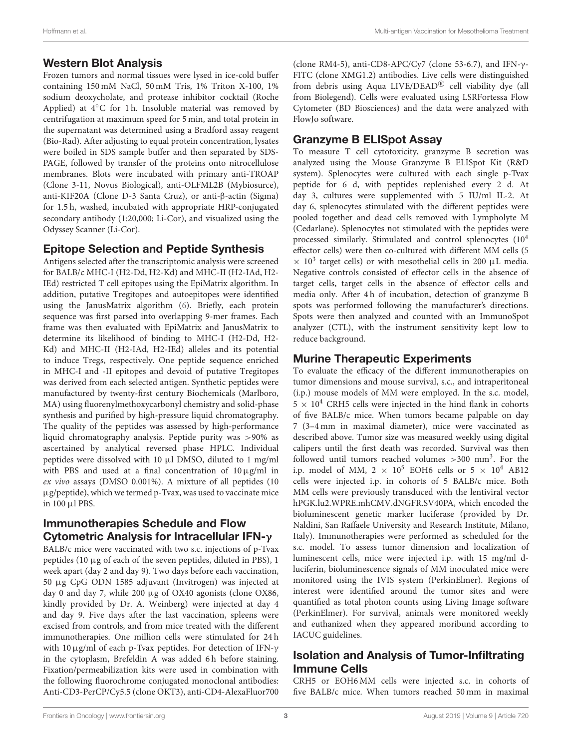## Western Blot Analysis

Frozen tumors and normal tissues were lysed in ice-cold buffer containing 150 mM NaCl, 50 mM Tris, 1% Triton X-100, 1% sodium deoxycholate, and protease inhibitor cocktail (Roche Applied) at 4°C for 1 h. Insoluble material was removed by centrifugation at maximum speed for 5 min, and total protein in the supernatant was determined using a Bradford assay reagent (Bio-Rad). After adjusting to equal protein concentration, lysates were boiled in SDS sample buffer and then separated by SDS-PAGE, followed by transfer of the proteins onto nitrocellulose membranes. Blots were incubated with primary anti-TROAP (Clone 3-11, Novus Biological), anti-OLFML2B (Mybiosource), anti-KIF20A (Clone D-3 Santa Cruz), or anti-β-actin (Sigma) for 1.5 h, washed, incubated with appropriate HRP-conjugated secondary antibody (1:20,000; Li-Cor), and visualized using the Odyssey Scanner (Li-Cor).

## Epitope Selection and Peptide Synthesis

Antigens selected after the transcriptomic analysis were screened for BALB/c MHC-I (H2-Dd, H2-Kd) and MHC-II (H2-IAd, H2-IEd) restricted T cell epitopes using the EpiMatrix algorithm. In addition, putative Tregitopes and autoepitopes were identified using the JanusMatrix algorithm (6). Briefly, each protein sequence was first parsed into overlapping 9-mer frames. Each frame was then evaluated with EpiMatrix and JanusMatrix to determine its likelihood of binding to MHC-I (H2-Dd, H2-Kd) and MHC-II (H2-IAd, H2-IEd) alleles and its potential to induce Tregs, respectively. One peptide sequence enriched in MHC-I and -II epitopes and devoid of putative Tregitopes was derived from each selected antigen. Synthetic peptides were manufactured by twenty-first century Biochemicals (Marlboro, MA) using fluorenylmethoxycarbonyl chemistry and solid-phase synthesis and purified by high-pressure liquid chromatography. The quality of the peptides was assessed by high-performance liquid chromatography analysis. Peptide purity was >90% as ascertained by analytical reversed phase HPLC. Individual peptides were dissolved with 10 μl DMSO, diluted to 1 mg/ml with PBS and used at a final concentration of 10 μg/ml in *ex vivo* assays (DMSO 0.001%). A mixture of all peptides (10 μg/peptide), which we termed p-Tvax, was used to vaccinate mice in 100 μl PBS.

## Immunotherapies Schedule and Flow Cytometric Analysis for Intracellular IFN-γ

BALB/c mice were vaccinated with two s.c. injections of p-Tvax peptides (10 μg of each of the seven peptides, diluted in PBS), 1 week apart (day 2 and day 9). Two days before each vaccination, 50 μg CpG ODN 1585 adjuvant (Invitrogen) was injected at day 0 and day 7, while 200 μg of OX40 agonists (clone OX86, kindly provided by Dr. A. Weinberg) were injected at day 4 and day 9. Five days after the last vaccination, spleens were excised from controls, and from mice treated with the different immunotherapies. One million cells were stimulated for 24 h with 10 μg/ml of each p-Tvax peptides. For detection of IFN-γ in the cytoplasm, Brefeldin A was added 6 h before staining. Fixation/permeabilization kits were used in combination with the following fluorochrome conjugated monoclonal antibodies: Anti-CD3-PerCP/Cy5.5 (clone OKT3), anti-CD4-AlexaFluor700 (clone RM4-5), anti-CD8-APC/Cy7 (clone 53-6.7), and IFN-γ-FITC (clone XMG1.2) antibodies. Live cells were distinguished from debris using Aqua LIVE/DEAD® cell viability dye (all from Biolegend). Cells were evaluated using LSRFortessa Flow Cytometer (BD Biosciences) and the data were analyzed with FlowJo software.

## Granzyme B ELISpot Assay

To measure T cell cytotoxicity, granzyme B secretion was analyzed using the Mouse Granzyme B ELISpot Kit (R&D system). Splenocytes were cultured with each single p-Tvax peptide for 6 d, with peptides replenished every 2 d. At day 3, cultures were supplemented with 5 IU/ml IL-2. At day 6, splenocytes stimulated with the different peptides were pooled together and dead cells removed with Lympholyte M (Cedarlane). Splenocytes not stimulated with the peptides were processed similarly. Stimulated and control splenocytes ($10^4$ effector cells) were then co-cultured with different MM cells ($5 \times 10^3$ target cells) or with mesothelial cells in 200 μL media. Negative controls consisted of effector cells in the absence of target cells, target cells in the absence of effector cells and media only. After 4 h of incubation, detection of granzyme B spots was performed following the manufacturer's directions. Spots were then analyzed and counted with an ImmunoSpot analyzer (CTL), with the instrument sensitivity kept low to reduce background.

## Murine Therapeutic Experiments

To evaluate the efficacy of the different immunotherapies on tumor dimensions and mouse survival, s.c., and intraperitoneal (i.p.) mouse models of MM were employed. In the s.c. model, $5 \times 10^4$ CRH5 cells were injected in the hind flank in cohorts of five BALB/c mice. When tumors became palpable on day 7 (3–4 mm in maximal diameter), mice were vaccinated as described above. Tumor size was measured weekly using digital calipers until the first death was recorded. Survival was then followed until tumors reached volumes >300 mm$^3$. For the i.p. model of MM, $2 \times 10^5$ EOH6 cells or $5 \times 10^4$ AB12 cells were injected i.p. in cohorts of 5 BALB/c mice. Both MM cells were previously transduced with the lentiviral vector hPGK.lu2.WPRE.mhCMV.dNGFR.SV40PA, which encoded the bioluminescent genetic marker luciferase (provided by Dr. Naldini, San Raffaele University and Research Institute, Milano, Italy). Immunotherapies were performed as scheduled for the s.c. model. To assess tumor dimension and localization of luminescent cells, mice were injected i.p. with 15 mg/ml d-luciferin, bioluminescence signals of MM inoculated mice were monitored using the IVIS system (PerkinElmer). Regions of interest were identified around the tumor sites and were quantified as total photon counts using Living Image software (PerkinElmer). For survival, animals were monitored weekly and euthanized when they appeared moribund according to IACUC guidelines.

## Isolation and Analysis of Tumor-Infiltrating Immune Cells

CRH5 or EOH6 MM cells were injected s.c. in cohorts of five BALB/c mice. When tumors reached 50 mm in maximal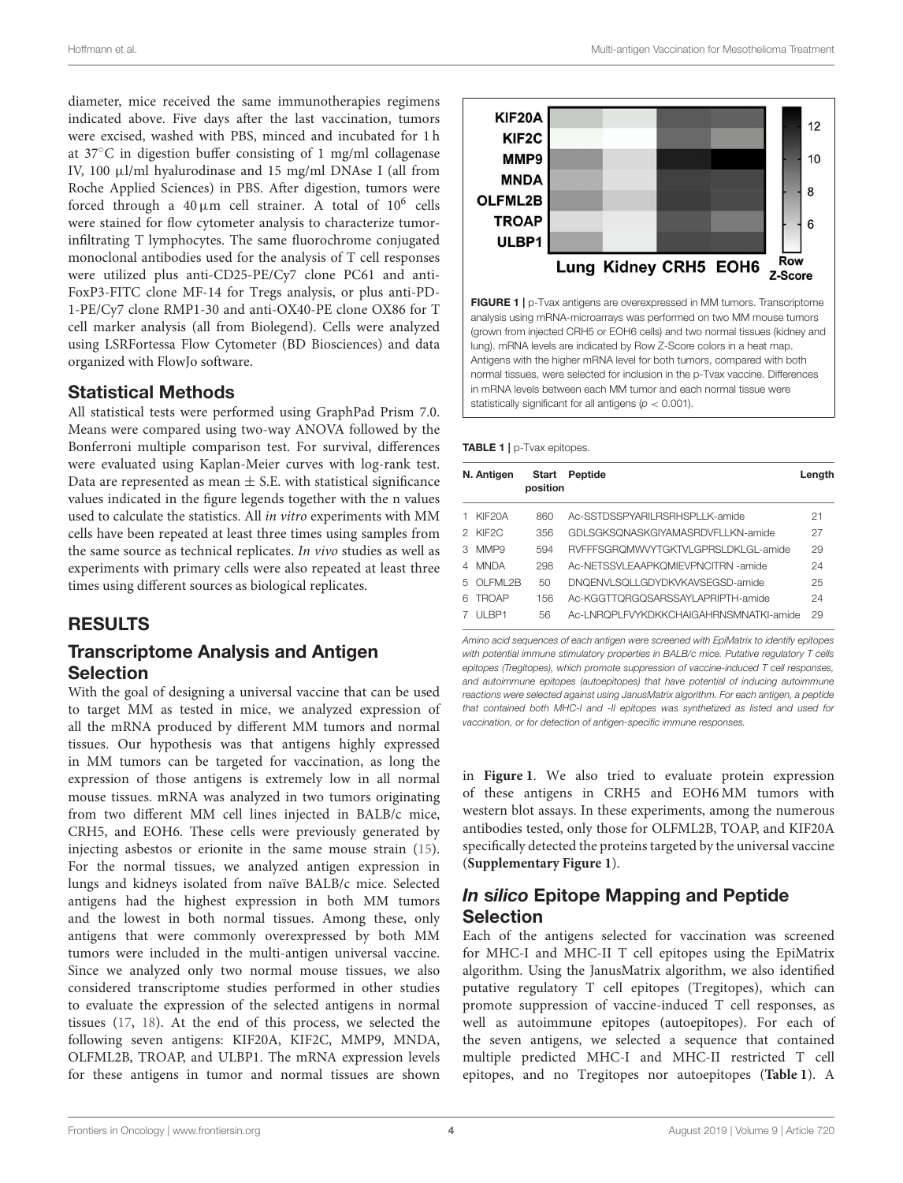diameter, mice received the same immunotherapies regimens indicated above. Five days after the last vaccination, tumors were excised, washed with PBS, minced and incubated for 1 h at 37°C in digestion buffer consisting of 1 mg/ml collagenase IV, 100 µl/ml hyalurodinase and 15 mg/ml DNAse I (all from Roche Applied Sciences) in PBS. After digestion, tumors were forced through a 40 µm cell strainer. A total of $10^6$ cells were stained for flow cytometer analysis to characterize tumor-infiltrating T lymphocytes. The same fluorochrome conjugated monoclonal antibodies used for the analysis of T cell responses were utilized plus anti-CD25-PE/Cy7 clone PC61 and anti-FoxP3-FITC clone MF-14 for Tregs analysis, or plus anti-PD-1-PE/Cy7 clone RMP1-30 and anti-OX40-PE clone OX86 for T cell marker analysis (all from Biolegend). Cells were analyzed using LSRFortessa Flow Cytometer (BD Biosciences) and data organized with FlowJo software.

## Statistical Methods

All statistical tests were performed using GraphPad Prism 7.0. Means were compared using two-way ANOVA followed by the Bonferroni multiple comparison test. For survival, differences were evaluated using Kaplan-Meier curves with log-rank test. Data are represented as mean ± S.E. with statistical significance values indicated in the figure legends together with the n values used to calculate the statistics. All *in vitro* experiments with MM cells have been repeated at least three times using samples from the same source as technical replicates. *In vivo* studies as well as experiments with primary cells were also repeated at least three times using different sources as biological replicates.

# RESULTS

## Transcriptome Analysis and Antigen Selection

With the goal of designing a universal vaccine that can be used to target MM as tested in mice, we analyzed expression of all the mRNA produced by different MM tumors and normal tissues. Our hypothesis was that antigens highly expressed in MM tumors can be targeted for vaccination, as long the expression of those antigens is extremely low in all normal mouse tissues. mRNA was analyzed in two tumors originating from two different MM cell lines injected in BALB/c mice, CRH5, and EOH6. These cells were previously generated by injecting asbestos or erionite in the same mouse strain (15). For the normal tissues, we analyzed antigen expression in lungs and kidneys isolated from naïve BALB/c mice. Selected antigens had the highest expression in both MM tumors and the lowest in both normal tissues. Among these, only antigens that were commonly overexpressed by both MM tumors were included in the multi-antigen universal vaccine. Since we analyzed only two normal mouse tissues, we also considered transcriptome studies performed in other studies to evaluate the expression of the selected antigens in normal tissues (17, 18). At the end of this process, we selected the following seven antigens: KIF20A, KIF2C, MMP9, MNDA, OLFML2B, TROAP, and ULBP1. The mRNA expression levels for these antigens in tumor and normal tissues are shown in **Figure 1**. We also tried to evaluate protein expression of these antigens in CRH5 and EOH6 MM tumors with western blot assays. In these experiments, among the numerous antibodies tested, only those for OLFML2B, TOAP, and KIF20A specifically detected the proteins targeted by the universal vaccine (**Supplementary Figure 1**).

**FIGURE 1** | p-Tvax antigens are overexpressed in MM tumors. Transcriptome analysis using mRNA-microarrays was performed on two MM mouse tumors (grown from injected CRH5 or EOH6 cells) and two normal tissues (kidney and lung). mRNA levels are indicated by Row Z-Score colors in a heat map. Antigens with the higher mRNA level for both tumors, compared with both normal tissues, were selected for inclusion in the p-Tvax vaccine. Differences in mRNA levels between each MM tumor and each normal tissue were statistically significant for all antigens ($p < 0.001$).

**TABLE 1** | p-Tvax epitopes.

| N. | Antigen | Start position | Peptide | Length |
|---|---|---|---|---|
| 1 | KIF20A | 860 | Ac-SSTDSSPYARILRSRHSPLLK-amide | 21 |
| 2 | KIF2C | 356 | GDLSGKSQNASKGIYAMASRDVFLLKN-amide | 27 |
| 3 | MMP9 | 594 | RVFFFSGRQMWVYTGKTVLGPRSLDKLGL-amide | 29 |
| 4 | MNDA | 298 | Ac-NETSSVLEAAPKQMIEVPNCITRN -amide | 24 |
| 5 | OLFML2B | 50 | DNQENVLSQLLGDYDKVKAVSEGSD-amide | 25 |
| 6 | TROAP | 156 | Ac-KGGTTQRGQSARSSAYLAPRIPTH-amide | 24 |
| 7 | ULBP1 | 56 | Ac-LNRQPLFVYKDKKCHAIGAHRNSMNATKI-amide | 29 |

*Amino acid sequences of each antigen were screened with EpiMatrix to identify epitopes with potential immune stimulatory properties in BALB/c mice. Putative regulatory T cells epitopes (Tregitopes), which promote suppression of vaccine-induced T cell responses, and autoimmune epitopes (autoepitopes) that have potential of inducing autoimmune reactions were selected against using JanusMatrix algorithm. For each antigen, a peptide that contained both MHC-I and -II epitopes was synthesized as listed and used for vaccination, or for detection of antigen-specific immune responses.*

## *In silico* Epitope Mapping and Peptide Selection

Each of the antigens selected for vaccination was screened for MHC-I and MHC-II T cell epitopes using the EpiMatrix algorithm. Using the JanusMatrix algorithm, we also identified putative regulatory T cell epitopes (Tregitopes), which can promote suppression of vaccine-induced T cell responses, as well as autoimmune epitopes (autoepitopes). For each of the seven antigens, we selected a sequence that contained multiple predicted MHC-I and MHC-II restricted T cell epitopes, and no Tregitopes nor autoepitopes (**Table 1**). A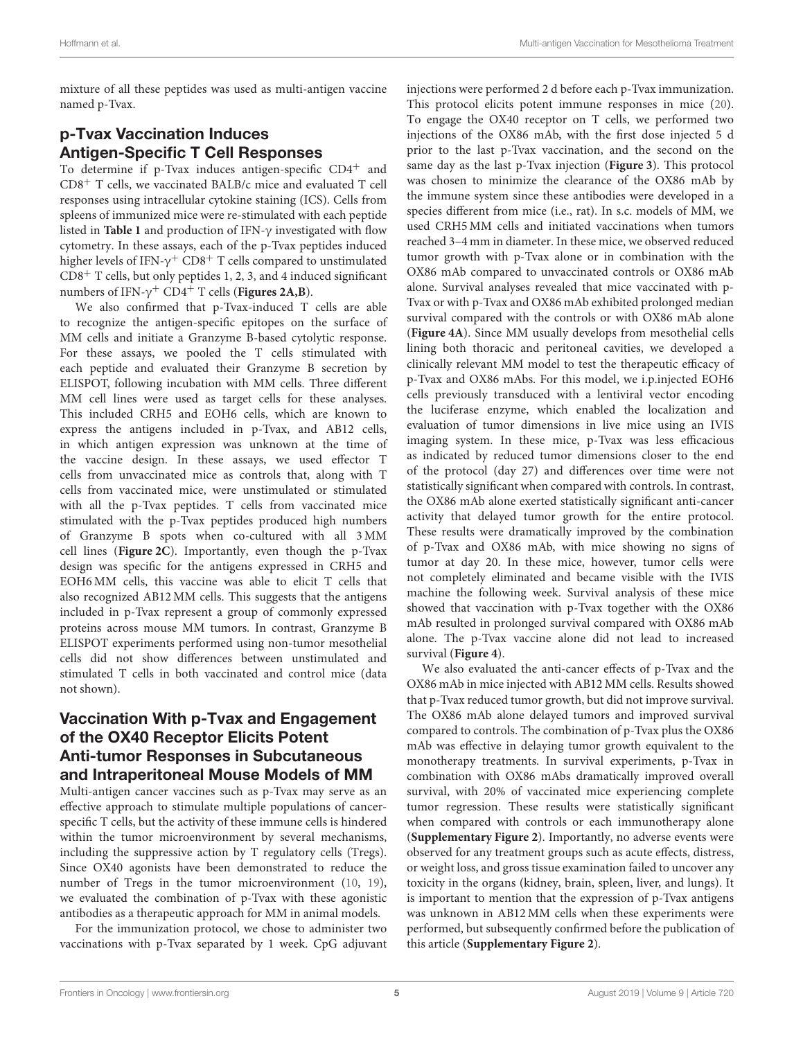mixture of all these peptides was used as multi-antigen vaccine named p-Tvax.

## p-Tvax Vaccination Induces Antigen-Specific T Cell Responses

To determine if p-Tvax induces antigen-specific $CD4^+$ and $CD8^+$ T cells, we vaccinated BALB/c mice and evaluated T cell responses using intracellular cytokine staining (ICS). Cells from spleens of immunized mice were re-stimulated with each peptide listed in **Table 1** and production of IFN-γ investigated with flow cytometry. In these assays, each of the p-Tvax peptides induced higher levels of IFN-$\gamma^+$ $CD8^+$ T cells compared to unstimulated $CD8^+$ T cells, but only peptides 1, 2, 3, and 4 induced significant numbers of IFN-$\gamma^+$ $CD4^+$ T cells (**Figures 2A,B**).

We also confirmed that p-Tvax-induced T cells are able to recognize the antigen-specific epitopes on the surface of MM cells and initiate a Granzyme B-based cytolytic response. For these assays, we pooled the T cells stimulated with each peptide and evaluated their Granzyme B secretion by ELISPOT, following incubation with MM cells. Three different MM cell lines were used as target cells for these analyses. This included CRH5 and EOH6 cells, which are known to express the antigens included in p-Tvax, and AB12 cells, in which antigen expression was unknown at the time of the vaccine design. In these assays, we used effector T cells from unvaccinated mice as controls that, along with T cells from vaccinated mice, were unstimulated or stimulated with all the p-Tvax peptides. T cells from vaccinated mice stimulated with the p-Tvax peptides produced high numbers of Granzyme B spots when co-cultured with all 3 MM cell lines (**Figure 2C**). Importantly, even though the p-Tvax design was specific for the antigens expressed in CRH5 and EOH6 MM cells, this vaccine was able to elicit T cells that also recognized AB12 MM cells. This suggests that the antigens included in p-Tvax represent a group of commonly expressed proteins across mouse MM tumors. In contrast, Granzyme B ELISPOT experiments performed using non-tumor mesothelial cells did not show differences between unstimulated and stimulated T cells in both vaccinated and control mice (data not shown).

## Vaccination With p-Tvax and Engagement of the OX40 Receptor Elicits Potent Anti-tumor Responses in Subcutaneous and Intraperitoneal Mouse Models of MM

Multi-antigen cancer vaccines such as p-Tvax may serve as an effective approach to stimulate multiple populations of cancer-specific T cells, but the activity of these immune cells is hindered within the tumor microenvironment by several mechanisms, including the suppressive action by T regulatory cells (Tregs). Since OX40 agonists have been demonstrated to reduce the number of Tregs in the tumor microenvironment (10, 19), we evaluated the combination of p-Tvax with these agonistic antibodies as a therapeutic approach for MM in animal models.

For the immunization protocol, we chose to administer two vaccinations with p-Tvax separated by 1 week. CpG adjuvant injections were performed 2 d before each p-Tvax immunization. This protocol elicits potent immune responses in mice (20). To engage the OX40 receptor on T cells, we performed two injections of the OX86 mAb, with the first dose injected 5 d prior to the last p-Tvax vaccination, and the second on the same day as the last p-Tvax injection (**Figure 3**). This protocol was chosen to minimize the clearance of the OX86 mAb by the immune system since these antibodies were developed in a species different from mice (i.e., rat). In s.c. models of MM, we used CRH5 MM cells and initiated vaccinations when tumors reached 3–4 mm in diameter. In these mice, we observed reduced tumor growth with p-Tvax alone or in combination with the OX86 mAb compared to unvaccinated controls or OX86 mAb alone. Survival analyses revealed that mice vaccinated with p-Tvax or with p-Tvax and OX86 mAb exhibited prolonged median survival compared with the controls or with OX86 mAb alone (**Figure 4A**). Since MM usually develops from mesothelial cells lining both thoracic and peritoneal cavities, we developed a clinically relevant MM model to test the therapeutic efficacy of p-Tvax and OX86 mAbs. For this model, we i.p.injected EOH6 cells previously transduced with a lentiviral vector encoding the luciferase enzyme, which enabled the localization and evaluation of tumor dimensions in live mice using an IVIS imaging system. In these mice, p-Tvax was less efficacious as indicated by reduced tumor dimensions closer to the end of the protocol (day 27) and differences over time were not statistically significant when compared with controls. In contrast, the OX86 mAb alone exerted statistically significant anti-cancer activity that delayed tumor growth for the entire protocol. These results were dramatically improved by the combination of p-Tvax and OX86 mAb, with mice showing no signs of tumor at day 20. In these mice, however, tumor cells were not completely eliminated and became visible with the IVIS machine the following week. Survival analysis of these mice showed that vaccination with p-Tvax together with the OX86 mAb resulted in prolonged survival compared with OX86 mAb alone. The p-Tvax vaccine alone did not lead to increased survival (**Figure 4**).

We also evaluated the anti-cancer effects of p-Tvax and the OX86 mAb in mice injected with AB12 MM cells. Results showed that p-Tvax reduced tumor growth, but did not improve survival. The OX86 mAb alone delayed tumors and improved survival compared to controls. The combination of p-Tvax plus the OX86 mAb was effective in delaying tumor growth equivalent to the monotherapy treatments. In survival experiments, p-Tvax in combination with OX86 mAbs dramatically improved overall survival, with 20% of vaccinated mice experiencing complete tumor regression. These results were statistically significant when compared with controls or each immunotherapy alone (**Supplementary Figure 2**). Importantly, no adverse events were observed for any treatment groups such as acute effects, distress, or weight loss, and gross tissue examination failed to uncover any toxicity in the organs (kidney, brain, spleen, liver, and lungs). It is important to mention that the expression of p-Tvax antigens was unknown in AB12 MM cells when these experiments were performed, but subsequently confirmed before the publication of this article (**Supplementary Figure 2**).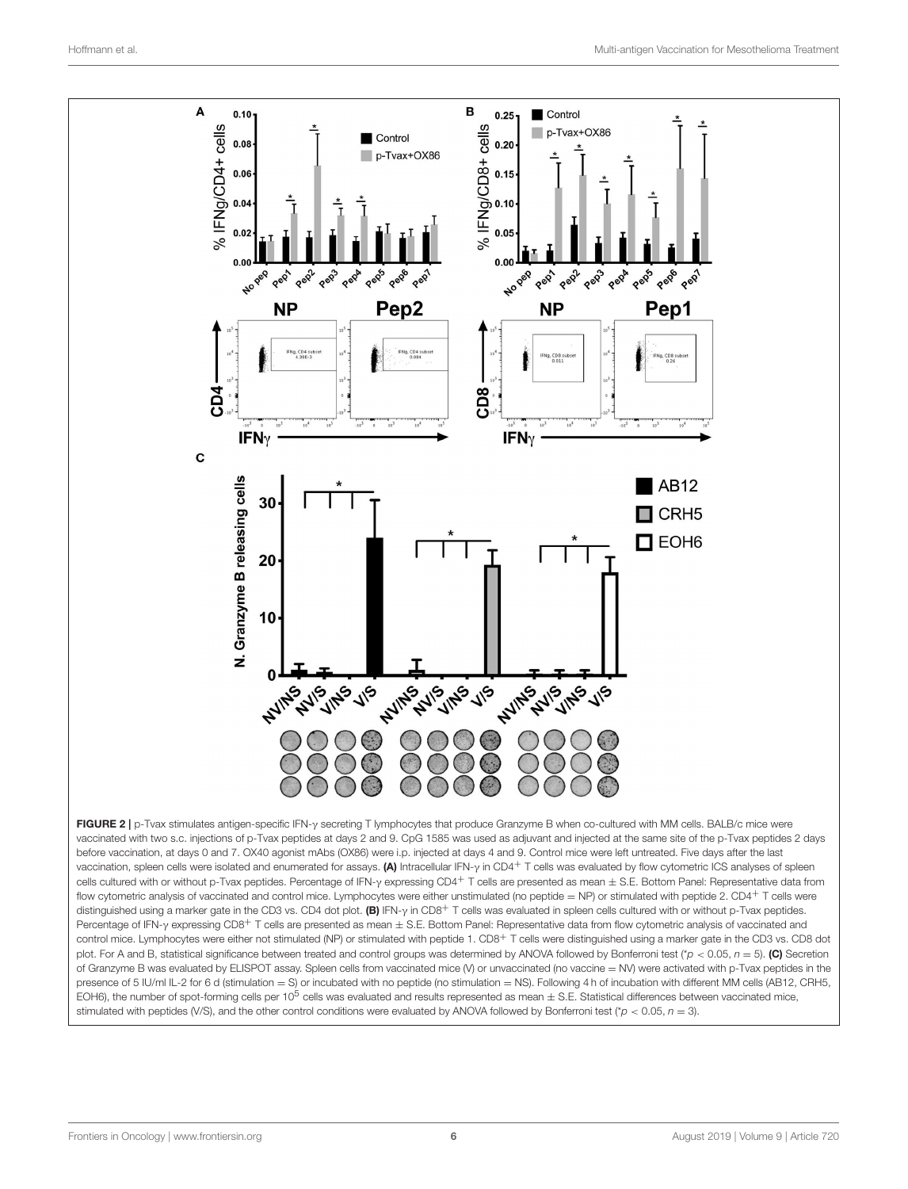**FIGURE 2 |** p-Tvax stimulates antigen-specific IFN-γ secreting T lymphocytes that produce Granzyme B when co-cultured with MM cells. BALB/c mice were vaccinated with two s.c. injections of p-Tvax peptides at days 2 and 9. CpG 1585 was used as adjuvant and injected at the same site of the p-Tvax peptides 2 days before vaccination, at days 0 and 7. OX40 agonist mAbs (OX86) were i.p. injected at days 4 and 9. Control mice were left untreated. Five days after the last vaccination, spleen cells were isolated and enumerated for assays. **(A)** Intracellular IFN-γ in $CD4^+$ T cells was evaluated by flow cytometric ICS analyses of spleen cells cultured with or without p-Tvax peptides. Percentage of IFN-γ expressing $CD4^+$ T cells are presented as mean ± S.E. Bottom Panel: Representative data from flow cytometric analysis of vaccinated and control mice. Lymphocytes were either unstimulated (no peptide = NP) or stimulated with peptide 2. $CD4^+$ T cells were distinguished using a marker gate in the CD3 vs. CD4 dot plot. **(B)** IFN-γ in $CD8^+$ T cells was evaluated in spleen cells cultured with or without p-Tvax peptides. Percentage of IFN-γ expressing $CD8^+$ T cells are presented as mean ± S.E. Bottom Panel: Representative data from flow cytometric analysis of vaccinated and control mice. Lymphocytes were either not stimulated (NP) or stimulated with peptide 1. $CD8^+$ T cells were distinguished using a marker gate in the CD3 vs. CD8 dot plot. For A and B, statistical significance between treated and control groups was determined by ANOVA followed by Bonferroni test (*$p < 0.05$, $n = 5$). **(C)** Secretion of Granzyme B was evaluated by ELISPOT assay. Spleen cells from vaccinated mice (V) or unvaccinated (no vaccine = NV) were activated with p-Tvax peptides in the presence of 5 IU/ml IL-2 for 6 d (stimulation = S) or incubated with no peptide (no stimulation = NS). Following 4 h of incubation with different MM cells (AB12, CRH5, EOH6), the number of spot-forming cells per $10^5$ cells was evaluated and results represented as mean ± S.E. Statistical differences between vaccinated mice, stimulated with peptides (V/S), and the other control conditions were evaluated by ANOVA followed by Bonferroni test (*$p < 0.05$, $n = 3$).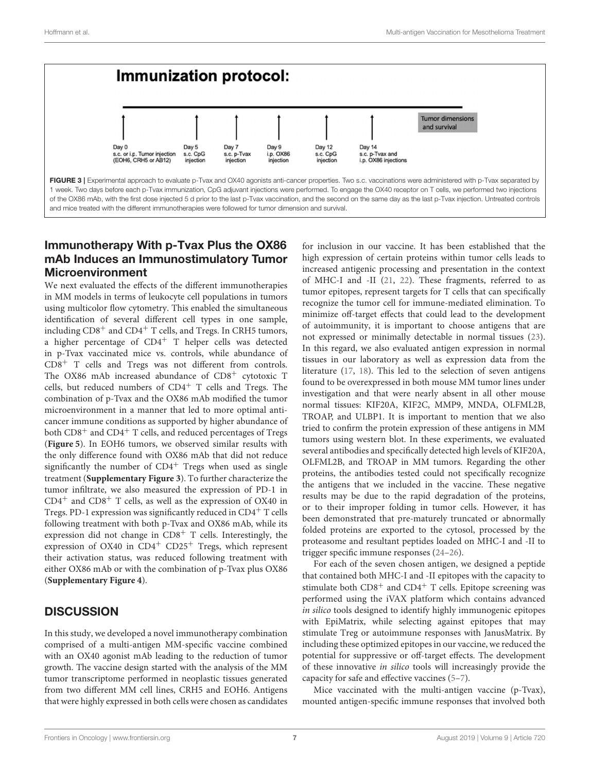**Immunization protocol:**

Day 0 s.c. or i.p. Tumor injection (EOH6, CRH5 or AB12) — Day 5 s.c. CpG injection — Day 7 s.c. p-Tvax injection — Day 9 i.p. OX86 injection — Day 12 s.c. CpG injection — Day 14 s.c. p-Tvax and i.p. OX86 injections — Tumor dimensions and survival

**FIGURE 3 |** Experimental approach to evaluate p-Tvax and OX40 agonists anti-cancer properties. Two s.c. vaccinations were administered with p-Tvax separated by 1 week. Two days before each p-Tvax immunization, CpG adjuvant injections were performed. To engage the OX40 receptor on T cells, we performed two injections of the OX86 mAb, with the first dose injected 5 d prior to the last p-Tvax vaccination, and the second on the same day as the last p-Tvax injection. Untreated controls and mice treated with the different immunotherapies were followed for tumor dimension and survival.

## Immunotherapy With p-Tvax Plus the OX86 mAb Induces an Immunostimulatory Tumor Microenvironment

We next evaluated the effects of the different immunotherapies in MM models in terms of leukocyte cell populations in tumors using multicolor flow cytometry. This enabled the simultaneous identification of several different cell types in one sample, including $CD8^+$ and $CD4^+$ T cells, and Tregs. In CRH5 tumors, a higher percentage of $CD4^+$ T helper cells was detected in p-Tvax vaccinated mice vs. controls, while abundance of $CD8^+$ T cells and Tregs was not different from controls. The OX86 mAb increased abundance of $CD8^+$ cytotoxic T cells, but reduced numbers of $CD4^+$ T cells and Tregs. The combination of p-Tvax and the OX86 mAb modified the tumor microenvironment in a manner that led to more optimal anti-cancer immune conditions as supported by higher abundance of both $CD8^+$ and $CD4^+$ T cells, and reduced percentages of Tregs (**Figure 5**). In EOH6 tumors, we observed similar results with the only difference found with OX86 mAb that did not reduce significantly the number of $CD4^+$ Tregs when used as single treatment (**Supplementary Figure 3**). To further characterize the tumor infiltrate, we also measured the expression of PD-1 in $CD4^+$ and $CD8^+$ T cells, as well as the expression of OX40 in Tregs. PD-1 expression was significantly reduced in $CD4^+$ T cells following treatment with both p-Tvax and OX86 mAb, while its expression did not change in $CD8^+$ T cells. Interestingly, the expression of OX40 in $CD4^+$ $CD25^+$ Tregs, which represent their activation status, was reduced following treatment with either OX86 mAb or with the combination of p-Tvax plus OX86 (**Supplementary Figure 4**).

## DISCUSSION

In this study, we developed a novel immunotherapy combination comprised of a multi-antigen MM-specific vaccine combined with an OX40 agonist mAb leading to the reduction of tumor growth. The vaccine design started with the analysis of the MM tumor transcriptome performed in neoplastic tissues generated from two different MM cell lines, CRH5 and EOH6. Antigens that were highly expressed in both cells were chosen as candidates for inclusion in our vaccine. It has been established that the high expression of certain proteins within tumor cells leads to increased antigenic processing and presentation in the context of MHC-I and -II (21, 22). These fragments, referred to as tumor epitopes, represent targets for T cells that can specifically recognize the tumor cell for immune-mediated elimination. To minimize off-target effects that could lead to the development of autoimmunity, it is important to choose antigens that are not expressed or minimally detectable in normal tissues (23). In this regard, we also evaluated antigen expression in normal tissues in our laboratory as well as expression data from the literature (17, 18). This led to the selection of seven antigens found to be overexpressed in both mouse MM tumor lines under investigation and that were nearly absent in all other mouse normal tissues: KIF20A, KIF2C, MMP9, MNDA, OLFML2B, TROAP, and ULBP1. It is important to mention that we also tried to confirm the protein expression of these antigens in MM tumors using western blot. In these experiments, we evaluated several antibodies and specifically detected high levels of KIF20A, OLFML2B, and TROAP in MM tumors. Regarding the other proteins, the antibodies tested could not specifically recognize the antigens that we included in the vaccine. These negative results may be due to the rapid degradation of the proteins, or to their improper folding in tumor cells. However, it has been demonstrated that pre-maturely truncated or abnormally folded proteins are exported to the cytosol, processed by the proteasome and resultant peptides loaded on MHC-I and -II to trigger specific immune responses (24–26).

For each of the seven chosen antigen, we designed a peptide that contained both MHC-I and -II epitopes with the capacity to stimulate both $CD8^+$ and $CD4^+$ T cells. Epitope screening was performed using the iVAX platform which contains advanced *in silico* tools designed to identify highly immunogenic epitopes with EpiMatrix, while selecting against epitopes that may stimulate Treg or autoimmune responses with JanusMatrix. By including these optimized epitopes in our vaccine, we reduced the potential for suppressive or off-target effects. The development of these innovative *in silico* tools will increasingly provide the capacity for safe and effective vaccines (5–7).

Mice vaccinated with the multi-antigen vaccine (p-Tvax), mounted antigen-specific immune responses that involved both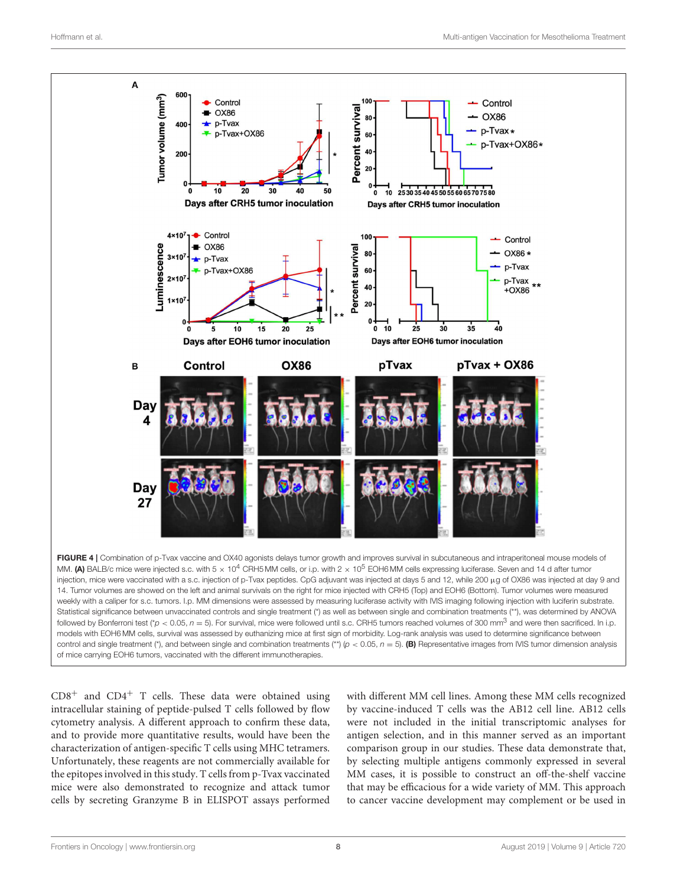**FIGURE 4** | Combination of p-Tvax vaccine and OX40 agonists delays tumor growth and improves survival in subcutaneous and intraperitoneal mouse models of MM. **(A)** BALB/c mice were injected s.c. with $5 \times 10^4$ CRH5 MM cells, or i.p. with $2 \times 10^5$ EOH6 MM cells expressing luciferase. Seven and 14 d after tumor injection, mice were vaccinated with a s.c. injection of p-Tvax peptides. CpG adjuvant was injected at days 5 and 12, while 200 µg of OX86 was injected at day 9 and 14. Tumor volumes are showed on the left and animal survivals on the right for mice injected with CRH5 (Top) and EOH6 (Bottom). Tumor volumes were measured weekly with a caliper for s.c. tumors. I.p. MM dimensions were assessed by measuring luciferase activity with IVIS imaging following injection with luciferin substrate. Statistical significance between unvaccinated controls and single treatment (*) as well as between single and combination treatments (**), was determined by ANOVA followed by Bonferroni test (*$p < 0.05$, $n = 5$). For survival, mice were followed until s.c. CRH5 tumors reached volumes of 300 $mm^3$ and were then sacrificed. In i.p. models with EOH6 MM cells, survival was assessed by euthanizing mice at first sign of morbidity. Log-rank analysis was used to determine significance between control and single treatment (*), and between single and combination treatments (**) ($p < 0.05$, $n = 5$). **(B)** Representative images from IVIS tumor dimension analysis of mice carrying EOH6 tumors, vaccinated with the different immunotherapies.

CD8$^+$ and CD4$^+$ T cells. These data were obtained using intracellular staining of peptide-pulsed T cells followed by flow cytometry analysis. A different approach to confirm these data, and to provide more quantitative results, would have been the characterization of antigen-specific T cells using MHC tetramers. Unfortunately, these reagents are not commercially available for the epitopes involved in this study. T cells from p-Tvax vaccinated mice were also demonstrated to recognize and attack tumor cells by secreting Granzyme B in ELISPOT assays performed with different MM cell lines. Among these MM cells recognized by vaccine-induced T cells was the AB12 cell line. AB12 cells were not included in the initial transcriptomic analyses for antigen selection, and in this manner served as an important comparison group in our studies. These data demonstrate that, by selecting multiple antigens commonly expressed in several MM cases, it is possible to construct an off-the-shelf vaccine that may be efficacious for a wide variety of MM. This approach to cancer vaccine development may complement or be used in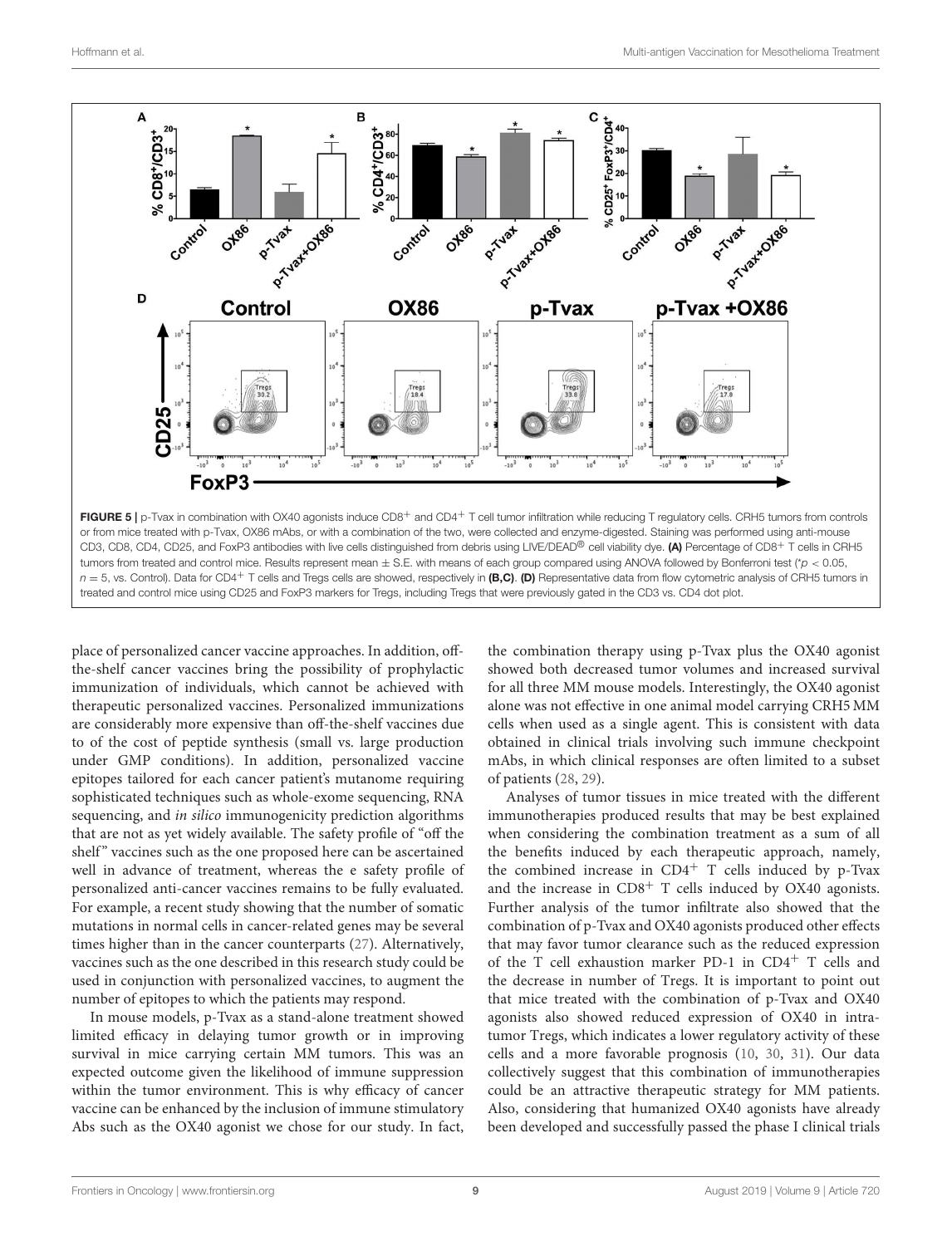FIGURE 5 | p-Tvax in combination with OX40 agonists induce CD8+ and CD4+ T cell tumor infiltration while reducing T regulatory cells. CRH5 tumors from controls or from mice treated with p-Tvax, OX86 mAbs, or with a combination of the two, were collected and enzyme-digested. Staining was performed using anti-mouse CD3, CD8, CD4, CD25, and FoxP3 antibodies with live cells distinguished from debris using LIVE/DEAD® cell viability dye. **(A)** Percentage of CD8+ T cells in CRH5 tumors from treated and control mice. Results represent mean ± S.E. with means of each group compared using ANOVA followed by Bonferroni test (* $p < 0.05$, $n = 5$, vs. Control). Data for CD4+ T cells and Tregs cells are showed, respectively in **(B,C)**. **(D)** Representative data from flow cytometric analysis of CRH5 tumors in treated and control mice using CD25 and FoxP3 markers for Tregs, including Tregs that were previously gated in the CD3 vs. CD4 dot plot.

place of personalized cancer vaccine approaches. In addition, off-the-shelf cancer vaccines bring the possibility of prophylactic immunization of individuals, which cannot be achieved with therapeutic personalized vaccines. Personalized immunizations are considerably more expensive than off-the-shelf vaccines due to of the cost of peptide synthesis (small vs. large production under GMP conditions). In addition, personalized vaccine epitopes tailored for each cancer patient's mutanome requiring sophisticated techniques such as whole-exome sequencing, RNA sequencing, and *in silico* immunogenicity prediction algorithms that are not as yet widely available. The safety profile of "off the shelf" vaccines such as the one proposed here can be ascertained well in advance of treatment, whereas the e safety profile of personalized anti-cancer vaccines remains to be fully evaluated. For example, a recent study showing that the number of somatic mutations in normal cells in cancer-related genes may be several times higher than in the cancer counterparts (27). Alternatively, vaccines such as the one described in this research study could be used in conjunction with personalized vaccines, to augment the number of epitopes to which the patients may respond.

In mouse models, p-Tvax as a stand-alone treatment showed limited efficacy in delaying tumor growth or in improving survival in mice carrying certain MM tumors. This was an expected outcome given the likelihood of immune suppression within the tumor environment. This is why efficacy of cancer vaccine can be enhanced by the inclusion of immune stimulatory Abs such as the OX40 agonist we chose for our study. In fact, the combination therapy using p-Tvax plus the OX40 agonist showed both decreased tumor volumes and increased survival for all three MM mouse models. Interestingly, the OX40 agonist alone was not effective in one animal model carrying CRH5 MM cells when used as a single agent. This is consistent with data obtained in clinical trials involving such immune checkpoint mAbs, in which clinical responses are often limited to a subset of patients (28, 29).

Analyses of tumor tissues in mice treated with the different immunotherapies produced results that may be best explained when considering the combination treatment as a sum of all the benefits induced by each therapeutic approach, namely, the combined increase in CD4+ T cells induced by p-Tvax and the increase in CD8+ T cells induced by OX40 agonists. Further analysis of the tumor infiltrate also showed that the combination of p-Tvax and OX40 agonists produced other effects that may favor tumor clearance such as the reduced expression of the T cell exhaustion marker PD-1 in CD4+ T cells and the decrease in number of Tregs. It is important to point out that mice treated with the combination of p-Tvax and OX40 agonists also showed reduced expression of OX40 in intra-tumor Tregs, which indicates a lower regulatory activity of these cells and a more favorable prognosis (10, 30, 31). Our data collectively suggest that this combination of immunotherapies could be an attractive therapeutic strategy for MM patients. Also, considering that humanized OX40 agonists have already been developed and successfully passed the phase I clinical trials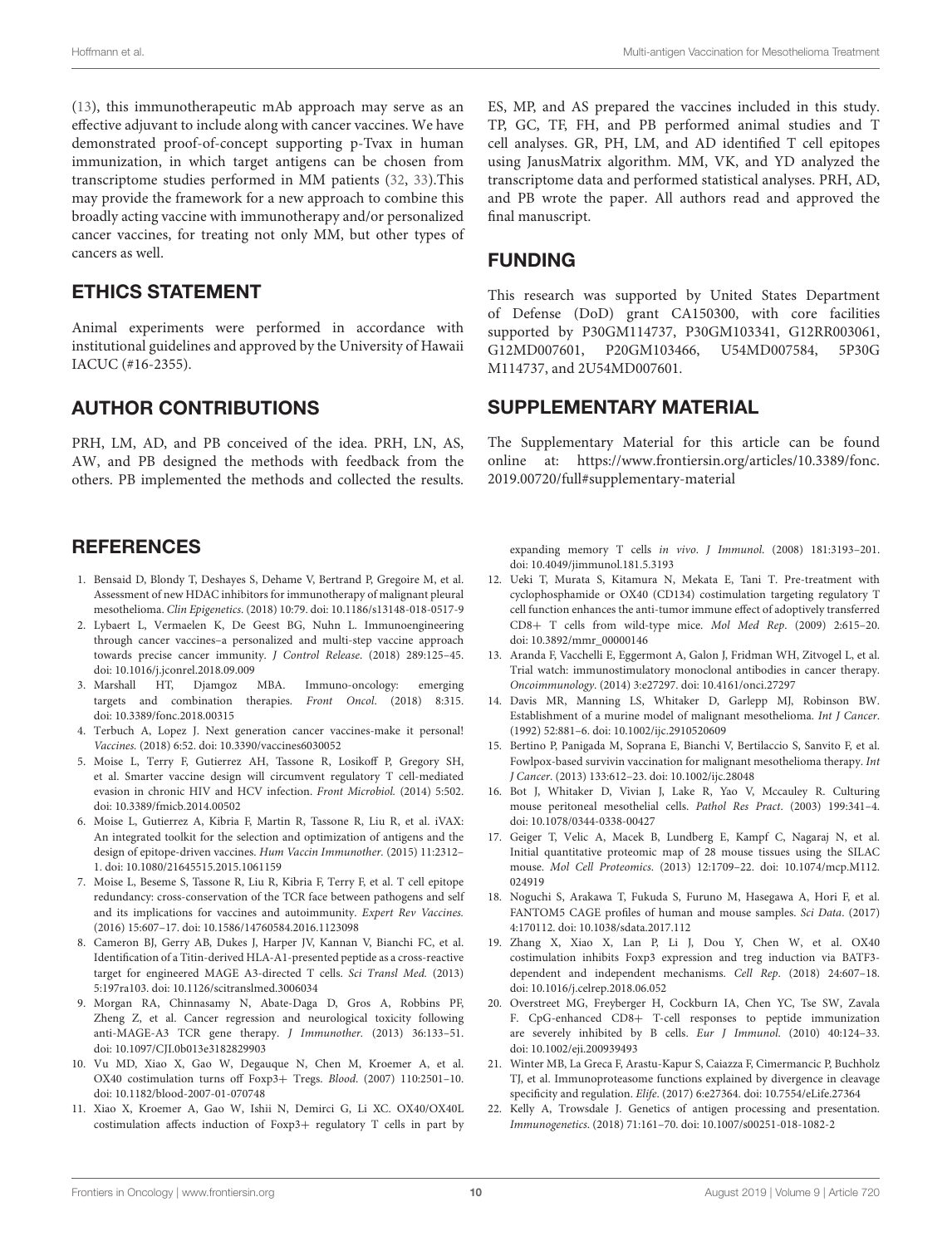(13), this immunotherapeutic mAb approach may serve as an effective adjuvant to include along with cancer vaccines. We have demonstrated proof-of-concept supporting p-Tvax in human immunization, in which target antigens can be chosen from transcriptome studies performed in MM patients (32, 33).This may provide the framework for a new approach to combine this broadly acting vaccine with immunotherapy and/or personalized cancer vaccines, for treating not only MM, but other types of cancers as well.

## ETHICS STATEMENT

Animal experiments were performed in accordance with institutional guidelines and approved by the University of Hawaii IACUC (#16-2355).

## AUTHOR CONTRIBUTIONS

PRH, LM, AD, and PB conceived of the idea. PRH, LN, AS, AW, and PB designed the methods with feedback from the others. PB implemented the methods and collected the results. ES, MP, and AS prepared the vaccines included in this study. TP, GC, TF, FH, and PB performed animal studies and T cell analyses. GR, PH, LM, and AD identified T cell epitopes using JanusMatrix algorithm. MM, VK, and YD analyzed the transcriptome data and performed statistical analyses. PRH, AD, and PB wrote the paper. All authors read and approved the final manuscript.

## FUNDING

This research was supported by United States Department of Defense (DoD) grant CA150300, with core facilities supported by P30GM114737, P30GM103341, G12RR003061, G12MD007601, P20GM103466, U54MD007584, 5P30GM114737, and 2U54MD007601.

## SUPPLEMENTARY MATERIAL

The Supplementary Material for this article can be found online at: https://www.frontiersin.org/articles/10.3389/fonc.2019.00720/full#supplementary-material

## REFERENCES

1. Bensaid D, Blondy T, Deshayes S, Dehame V, Bertrand P, Gregoire M, et al. Assessment of new HDAC inhibitors for immunotherapy of malignant pleural mesothelioma. *Clin Epigenetics*. (2018) 10:79. doi: 10.1186/s13148-018-0517-9
2. Lybaert L, Vermaelen K, De Geest BG, Nuhn L. Immunoengineering through cancer vaccines–a personalized and multi-step vaccine approach towards precise cancer immunity. *J Control Release*. (2018) 289:125–45. doi: 10.1016/j.jconrel.2018.09.009
3. Marshall HT, Djamgoz MBA. Immuno-oncology: emerging targets and combination therapies. *Front Oncol*. (2018) 8:315. doi: 10.3389/fonc.2018.00315
4. Terbuch A, Lopez J. Next generation cancer vaccines-make it personal! *Vaccines*. (2018) 6:52. doi: 10.3390/vaccines6030052
5. Moise L, Terry F, Gutierrez AH, Tassone R, Losikoff P, Gregory SH, et al. Smarter vaccine design will circumvent regulatory T cell-mediated evasion in chronic HIV and HCV infection. *Front Microbiol*. (2014) 5:502. doi: 10.3389/fmicb.2014.00502
6. Moise L, Gutierrez A, Kibria F, Martin R, Tassone R, Liu R, et al. iVAX: An integrated toolkit for the selection and optimization of antigens and the design of epitope-driven vaccines. *Hum Vaccin Immunother*. (2015) 11:2312–1. doi: 10.1080/21645515.2015.1061159
7. Moise L, Beseme S, Tassone R, Liu R, Kibria F, Terry F, et al. T cell epitope redundancy: cross-conservation of the TCR face between pathogens and self and its implications for vaccines and autoimmunity. *Expert Rev Vaccines*. (2016) 15:607–17. doi: 10.1586/14760584.2016.1123098
8. Cameron BJ, Gerry AB, Dukes J, Harper JV, Kannan V, Bianchi FC, et al. Identification of a Titin-derived HLA-A1-presented peptide as a cross-reactive target for engineered MAGE A3-directed T cells. *Sci Transl Med*. (2013) 5:197ra103. doi: 10.1126/scitranslmed.3006034
9. Morgan RA, Chinnasamy N, Abate-Daga D, Gros A, Robbins PF, Zheng Z, et al. Cancer regression and neurological toxicity following anti-MAGE-A3 TCR gene therapy. *J Immunother*. (2013) 36:133–51. doi: 10.1097/CJI.0b013e3182829903
10. Vu MD, Xiao X, Gao W, Degauque N, Chen M, Kroemer A, et al. OX40 costimulation turns off Foxp3+ Tregs. *Blood*. (2007) 110:2501–10. doi: 10.1182/blood-2007-01-070748
11. Xiao X, Kroemer A, Gao W, Ishii N, Demirci G, Li XC. OX40/OX40L costimulation affects induction of Foxp3+ regulatory T cells in part by expanding memory T cells *in vivo*. *J Immunol*. (2008) 181:3193–201. doi: 10.4049/jimmunol.181.5.3193
12. Ueki T, Murata S, Kitamura N, Mekata E, Tani T. Pre-treatment with cyclophosphamide or OX40 (CD134) costimulation targeting regulatory T cell function enhances the anti-tumor immune effect of adoptively transferred CD8+ T cells from wild-type mice. *Mol Med Rep*. (2009) 2:615–20. doi: 10.3892/mmr_00000146
13. Aranda F, Vacchelli E, Eggermont A, Galon J, Fridman WH, Zitvogel L, et al. Trial watch: immunostimulatory monoclonal antibodies in cancer therapy. *Oncoimmunology*. (2014) 3:e27297. doi: 10.4161/onci.27297
14. Davis MR, Manning LS, Whitaker D, Garlepp MJ, Robinson BW. Establishment of a murine model of malignant mesothelioma. *Int J Cancer*. (1992) 52:881–6. doi: 10.1002/ijc.2910520609
15. Bertino P, Panigada M, Soprana E, Bianchi V, Bertilaccio S, Sanvito F, et al. Fowlpox-based survivin vaccination for malignant mesothelioma therapy. *Int J Cancer*. (2013) 133:612–23. doi: 10.1002/ijc.28048
16. Bot J, Whitaker D, Vivian J, Lake R, Yao V, Mccauley R. Culturing mouse peritoneal mesothelial cells. *Pathol Res Pract*. (2003) 199:341–4. doi: 10.1078/0344-0338-00427
17. Geiger T, Velic A, Macek B, Lundberg E, Kampf C, Nagaraj N, et al. Initial quantitative proteomic map of 28 mouse tissues using the SILAC mouse. *Mol Cell Proteomics*. (2013) 12:1709–22. doi: 10.1074/mcp.M112.024919
18. Noguchi S, Arakawa T, Fukuda S, Furuno M, Hasegawa A, Hori F, et al. FANTOM5 CAGE profiles of human and mouse samples. *Sci Data*. (2017) 4:170112. doi: 10.1038/sdata.2017.112
19. Zhang X, Xiao X, Lan P, Li J, Dou Y, Chen W, et al. OX40 costimulation inhibits Foxp3 expression and treg induction via BATF3-dependent and independent mechanisms. *Cell Rep*. (2018) 24:607–18. doi: 10.1016/j.celrep.2018.06.052
20. Overstreet MG, Freyberger H, Cockburn IA, Chen YC, Tse SW, Zavala F. CpG-enhanced CD8+ T-cell responses to peptide immunization are severely inhibited by B cells. *Eur J Immunol*. (2010) 40:124–33. doi: 10.1002/eji.200939493
21. Winter MB, La Greca F, Arastu-Kapur S, Caiazza F, Cimermancic P, Buchholz TJ, et al. Immunoproteasome functions explained by divergence in cleavage specificity and regulation. *Elife*. (2017) 6:e27364. doi: 10.7554/eLife.27364
22. Kelly A, Trowsdale J. Genetics of antigen processing and presentation. *Immunogenetics*. (2018) 71:161–70. doi: 10.1007/s00251-018-1082-2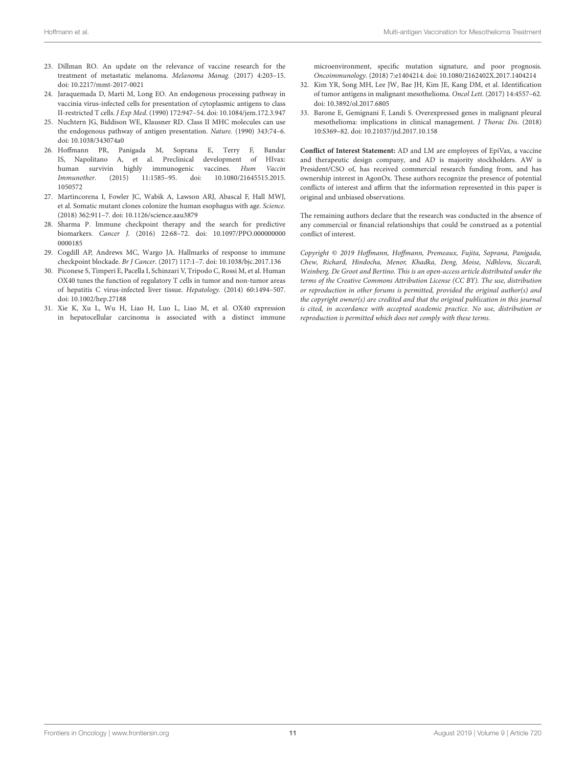23. Dillman RO. An update on the relevance of vaccine research for the treatment of metastatic melanoma. *Melanoma Manag.* (2017) 4:203–15. doi: 10.2217/mmt-2017-0021
24. Jaraquemada D, Marti M, Long EO. An endogenous processing pathway in vaccinia virus-infected cells for presentation of cytoplasmic antigens to class II-restricted T cells. *J Exp Med*. (1990) 172:947–54. doi: 10.1084/jem.172.3.947
25. Nuchtern JG, Biddison WE, Klausner RD. Class II MHC molecules can use the endogenous pathway of antigen presentation. *Nature.* (1990) 343:74–6. doi: 10.1038/343074a0
26. Hoffmann PR, Panigada M, Soprana E, Terry F, Bandar IS, Napolitano A, et al. Preclinical development of HIvax: human survivin highly immunogenic vaccines. *Hum Vaccin Immunother*. (2015) 11:1585–95. doi: 10.1080/21645515.2015.1050572
27. Martincorena I, Fowler JC, Wabik A, Lawson ARJ, Abascal F, Hall MWJ, et al. Somatic mutant clones colonize the human esophagus with age. *Science.* (2018) 362:911–7. doi: 10.1126/science.aau3879
28. Sharma P. Immune checkpoint therapy and the search for predictive biomarkers. *Cancer J.* (2016) 22:68–72. doi: 10.1097/PPO.0000000000000185
29. Cogdill AP, Andrews MC, Wargo JA. Hallmarks of response to immune checkpoint blockade. *Br J Cancer*. (2017) 117:1–7. doi: 10.1038/bjc.2017.136
30. Piconese S, Timperi E, Pacella I, Schinzari V, Tripodo C, Rossi M, et al. Human OX40 tunes the function of regulatory T cells in tumor and non-tumor areas of hepatitis C virus-infected liver tissue. *Hepatology.* (2014) 60:1494–507. doi: 10.1002/hep.27188
31. Xie K, Xu L, Wu H, Liao H, Luo L, Liao M, et al. OX40 expression in hepatocellular carcinoma is associated with a distinct immune microenvironment, specific mutation signature, and poor prognosis. *Oncoimmunology*. (2018) 7:e1404214. doi: 10.1080/2162402X.2017.1404214
32. Kim YR, Song MH, Lee JW, Bae JH, Kim JE, Kang DM, et al. Identification of tumor antigens in malignant mesothelioma. *Oncol Lett*. (2017) 14:4557–62. doi: 10.3892/ol.2017.6805
33. Barone E, Gemignani F, Landi S. Overexpressed genes in malignant pleural mesothelioma: implications in clinical management. *J Thorac Dis*. (2018) 10:S369–82. doi: 10.21037/jtd.2017.10.158

**Conflict of Interest Statement:** AD and LM are employees of EpiVax, a vaccine and therapeutic design company, and AD is majority stockholders. AW is President/CSO of, has received commercial research funding from, and has ownership interest in AgonOx. These authors recognize the presence of potential conflicts of interest and affirm that the information represented in this paper is original and unbiased observations.

The remaining authors declare that the research was conducted in the absence of any commercial or financial relationships that could be construed as a potential conflict of interest.

*Copyright © 2019 Hoffmann, Hoffmann, Premeaux, Fujita, Soprana, Panigada, Chew, Richard, Hindocha, Menor, Khadka, Deng, Moise, Ndhlovu, Siccardi, Weinberg, De Groot and Bertino. This is an open-access article distributed under the terms of the Creative Commons Attribution License (CC BY). The use, distribution or reproduction in other forums is permitted, provided the original author(s) and the copyright owner(s) are credited and that the original publication in this journal is cited, in accordance with accepted academic practice. No use, distribution or reproduction is permitted which does not comply with these terms.*